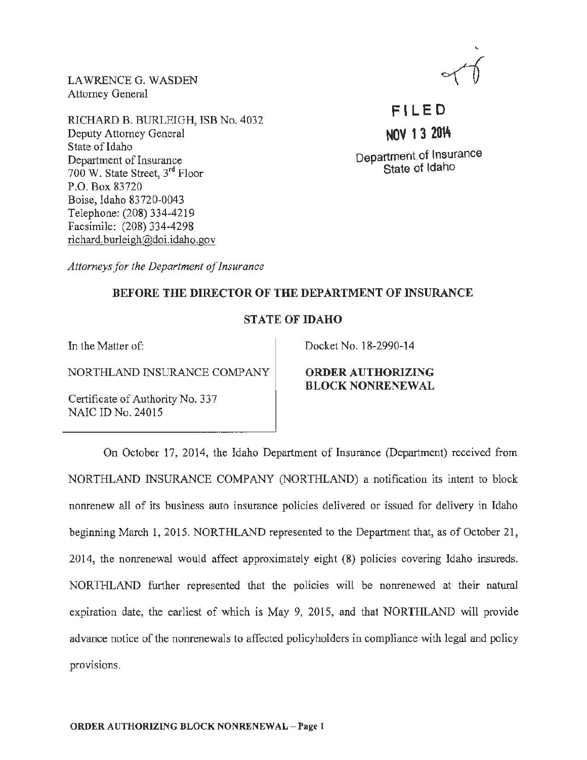LAWRENCE G. WASDEN
Attorney General

RICHARD B. BURLEIGH, ISB No. 4032
Deputy Attorney General
State of Idaho
Department of Insurance
700 W. State Street, 3rd Floor
P.O. Box 83720
Boise, Idaho 83720-0043
Telephone: (208) 334-4219
Facsimile: (208) 334-4298
richard.burleigh@doi.idaho.gov

*Attorneys for the Department of Insurance*

**FILED**
**NOV 13 2014**
Department of Insurance
State of Idaho

## BEFORE THE DIRECTOR OF THE DEPARTMENT OF INSURANCE

## STATE OF IDAHO

| In the Matter of: NORTHLAND INSURANCE COMPANY Certificate of Authority No. 337 NAIC ID No. 24015 | Docket No. 18-2990-14 **ORDER AUTHORIZING BLOCK NONRENEWAL** |
|---|---|

On October 17, 2014, the Idaho Department of Insurance (Department) received from NORTHLAND INSURANCE COMPANY (NORTHLAND) a notification its intent to block nonrenew all of its business auto insurance policies delivered or issued for delivery in Idaho beginning March 1, 2015. NORTHLAND represented to the Department that, as of October 21, 2014, the nonrenewal would affect approximately eight (8) policies covering Idaho insureds. NORTHLAND further represented that the policies will be nonrenewed at their natural expiration date, the earliest of which is May 9, 2015, and that NORTHLAND will provide advance notice of the nonrenewals to affected policyholders in compliance with legal and policy provisions.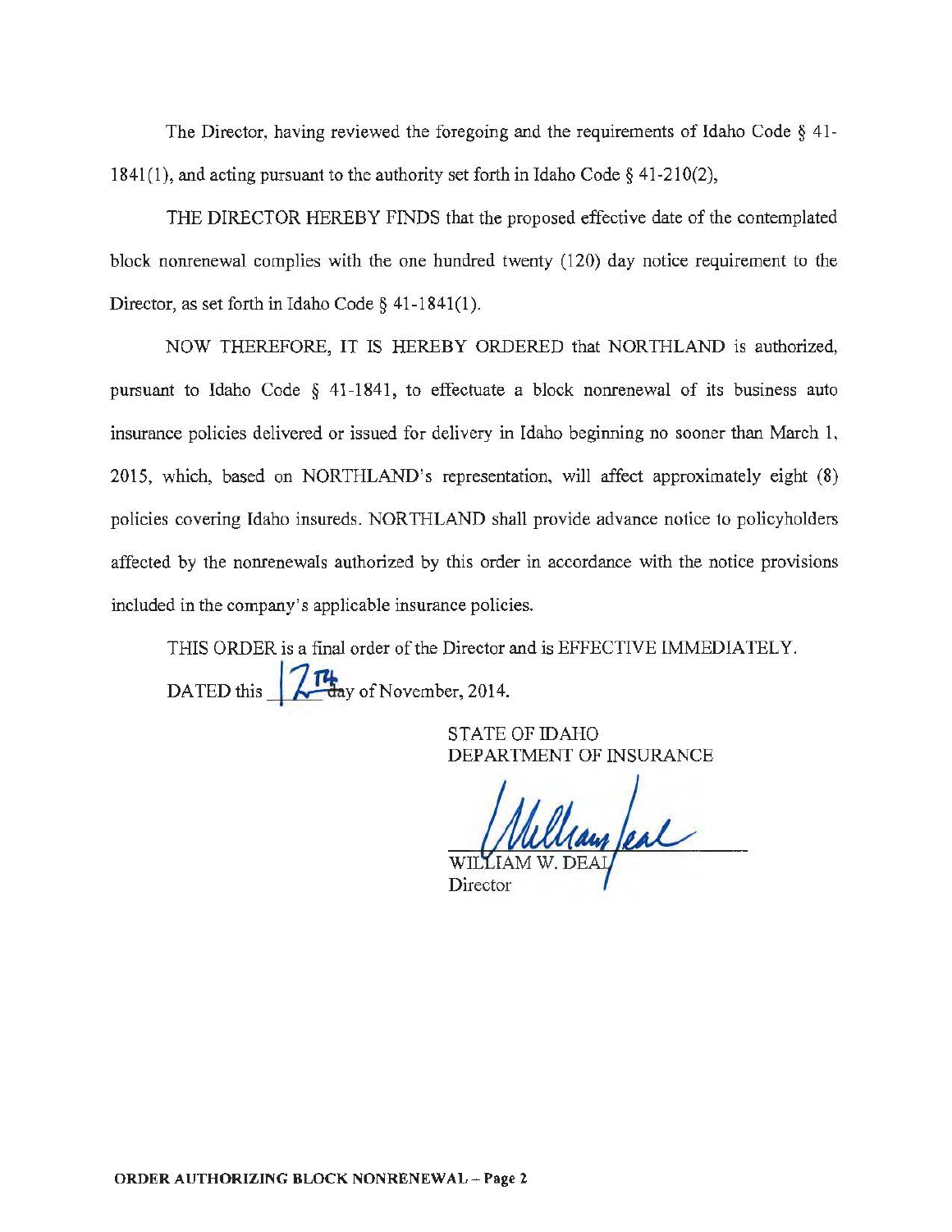The Director, having reviewed the foregoing and the requirements of Idaho Code § 41-1841(1), and acting pursuant to the authority set forth in Idaho Code § 41-210(2),

THE DIRECTOR HEREBY FINDS that the proposed effective date of the contemplated block nonrenewal complies with the one hundred twenty (120) day notice requirement to the Director, as set forth in Idaho Code § 41-1841(1).

NOW THEREFORE, IT IS HEREBY ORDERED that NORTHLAND is authorized, pursuant to Idaho Code § 41-1841, to effectuate a block nonrenewal of its business auto insurance policies delivered or issued for delivery in Idaho beginning no sooner than March 1, 2015, which, based on NORTHLAND's representation, will affect approximately eight (8) policies covering Idaho insureds. NORTHLAND shall provide advance notice to policyholders affected by the nonrenewals authorized by this order in accordance with the notice provisions included in the company's applicable insurance policies.

THIS ORDER is a final order of the Director and is EFFECTIVE IMMEDIATELY.

DATED this 12th day of November, 2014.

STATE OF IDAHO
DEPARTMENT OF INSURANCE

WILLIAM W. DEAL
Director

**ORDER AUTHORIZING BLOCK NONRENEWAL – Page 2**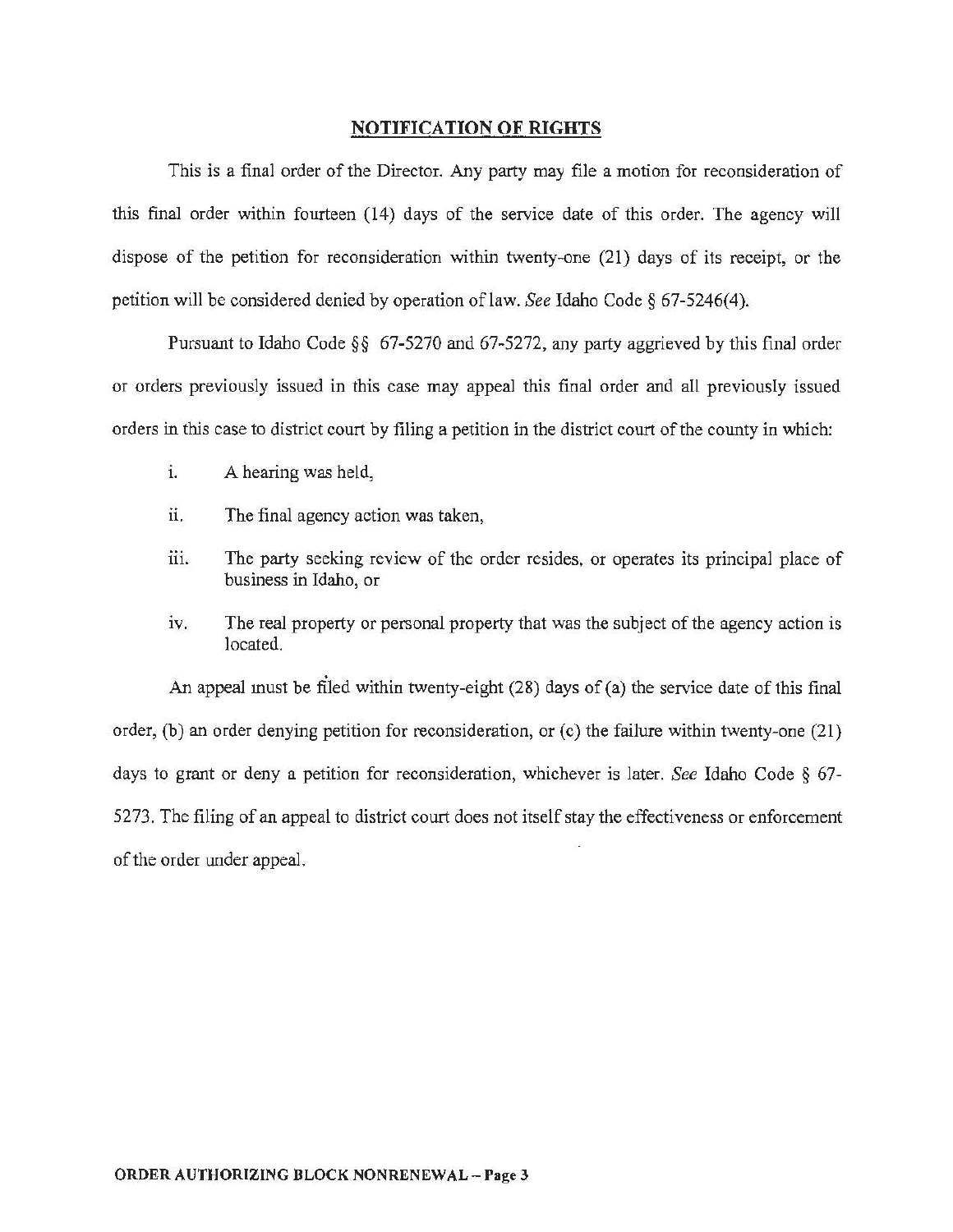## NOTIFICATION OF RIGHTS

This is a final order of the Director. Any party may file a motion for reconsideration of this final order within fourteen (14) days of the service date of this order. The agency will dispose of the petition for reconsideration within twenty-one (21) days of its receipt, or the petition will be considered denied by operation of law. *See* Idaho Code § 67-5246(4).

Pursuant to Idaho Code §§ 67-5270 and 67-5272, any party aggrieved by this final order or orders previously issued in this case may appeal this final order and all previously issued orders in this case to district court by filing a petition in the district court of the county in which:

i. A hearing was held,

ii. The final agency action was taken,

iii. The party seeking review of the order resides, or operates its principal place of business in Idaho, or

iv. The real property or personal property that was the subject of the agency action is located.

An appeal must be filed within twenty-eight (28) days of (a) the service date of this final order, (b) an order denying petition for reconsideration, or (c) the failure within twenty-one (21) days to grant or deny a petition for reconsideration, whichever is later. *See* Idaho Code § 67-5273. The filing of an appeal to district court does not itself stay the effectiveness or enforcement of the order under appeal.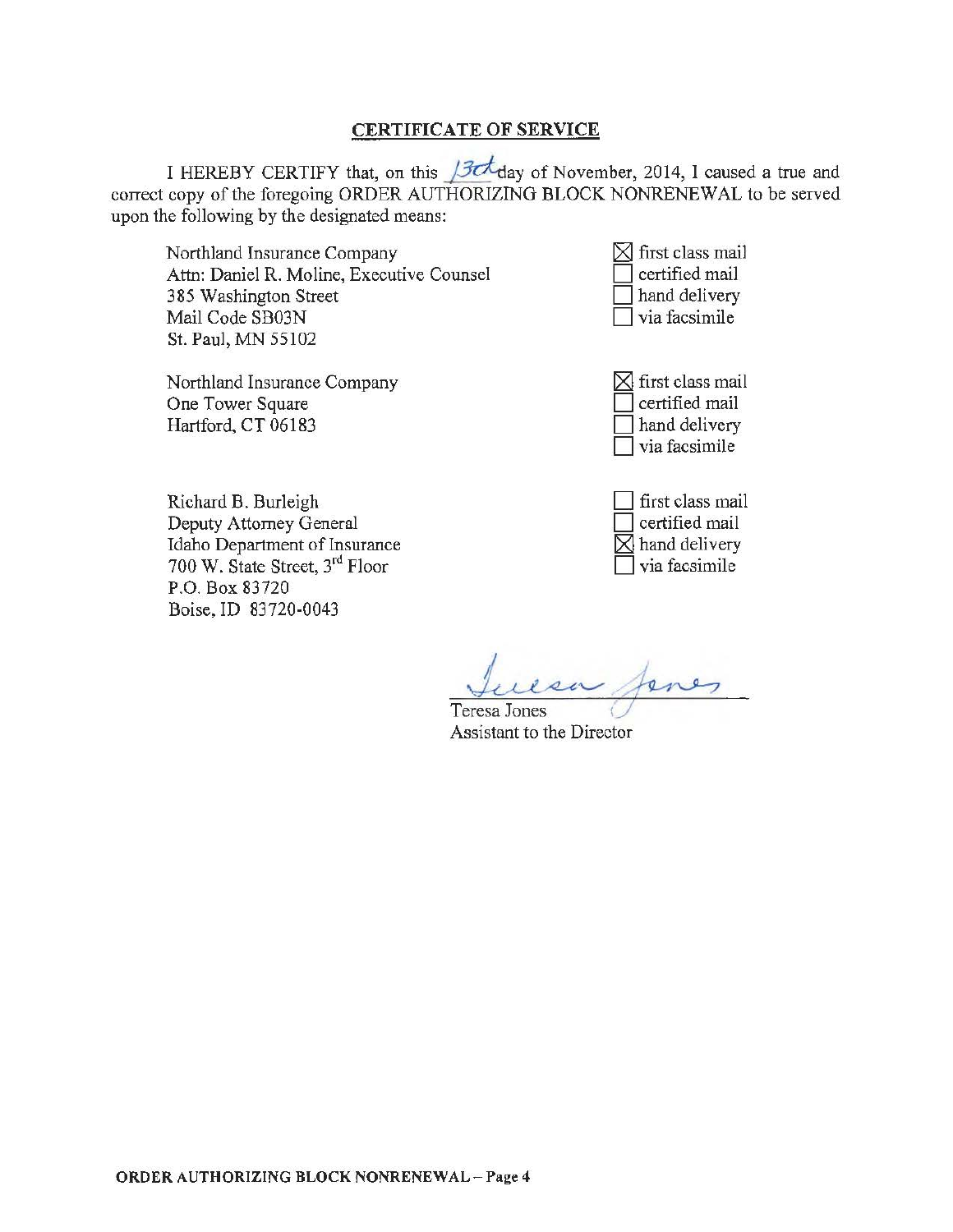## CERTIFICATE OF SERVICE

I HEREBY CERTIFY that, on this 13th day of November, 2014, I caused a true and correct copy of the foregoing ORDER AUTHORIZING BLOCK NONRENEWAL to be served upon the following by the designated means:

Northland Insurance Company
Attn: Daniel R. Moline, Executive Counsel
385 Washington Street
Mail Code SB03N
St. Paul, MN 55102

- [x] first class mail
- [ ] certified mail
- [ ] hand delivery
- [ ] via facsimile

Northland Insurance Company
One Tower Square
Hartford, CT 06183

- [x] first class mail
- [ ] certified mail
- [ ] hand delivery
- [ ] via facsimile

Richard B. Burleigh
Deputy Attorney General
Idaho Department of Insurance
700 W. State Street, 3rd Floor
P.O. Box 83720
Boise, ID 83720-0043

- [ ] first class mail
- [ ] certified mail
- [x] hand delivery
- [ ] via facsimile

Teresa Jones
Assistant to the Director